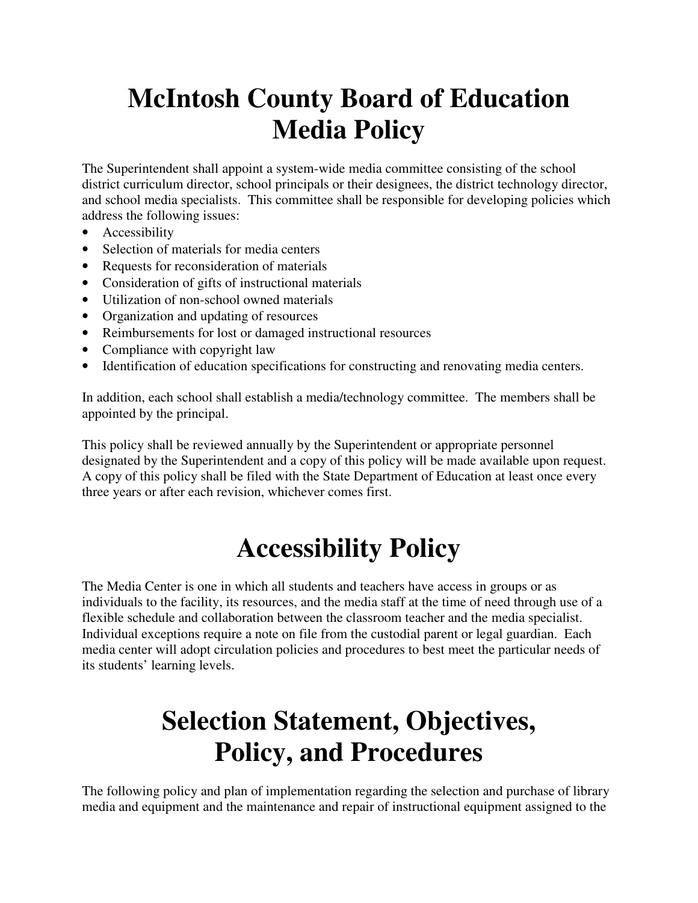# McIntosh County Board of Education Media Policy

The Superintendent shall appoint a system-wide media committee consisting of the school district curriculum director, school principals or their designees, the district technology director, and school media specialists. This committee shall be responsible for developing policies which address the following issues:

- Accessibility
- Selection of materials for media centers
- Requests for reconsideration of materials
- Consideration of gifts of instructional materials
- Utilization of non-school owned materials
- Organization and updating of resources
- Reimbursements for lost or damaged instructional resources
- Compliance with copyright law
- Identification of education specifications for constructing and renovating media centers.

In addition, each school shall establish a media/technology committee. The members shall be appointed by the principal.

This policy shall be reviewed annually by the Superintendent or appropriate personnel designated by the Superintendent and a copy of this policy will be made available upon request. A copy of this policy shall be filed with the State Department of Education at least once every three years or after each revision, whichever comes first.

# Accessibility Policy

The Media Center is one in which all students and teachers have access in groups or as individuals to the facility, its resources, and the media staff at the time of need through use of a flexible schedule and collaboration between the classroom teacher and the media specialist. Individual exceptions require a note on file from the custodial parent or legal guardian. Each media center will adopt circulation policies and procedures to best meet the particular needs of its students' learning levels.

# Selection Statement, Objectives, Policy, and Procedures

The following policy and plan of implementation regarding the selection and purchase of library media and equipment and the maintenance and repair of instructional equipment assigned to the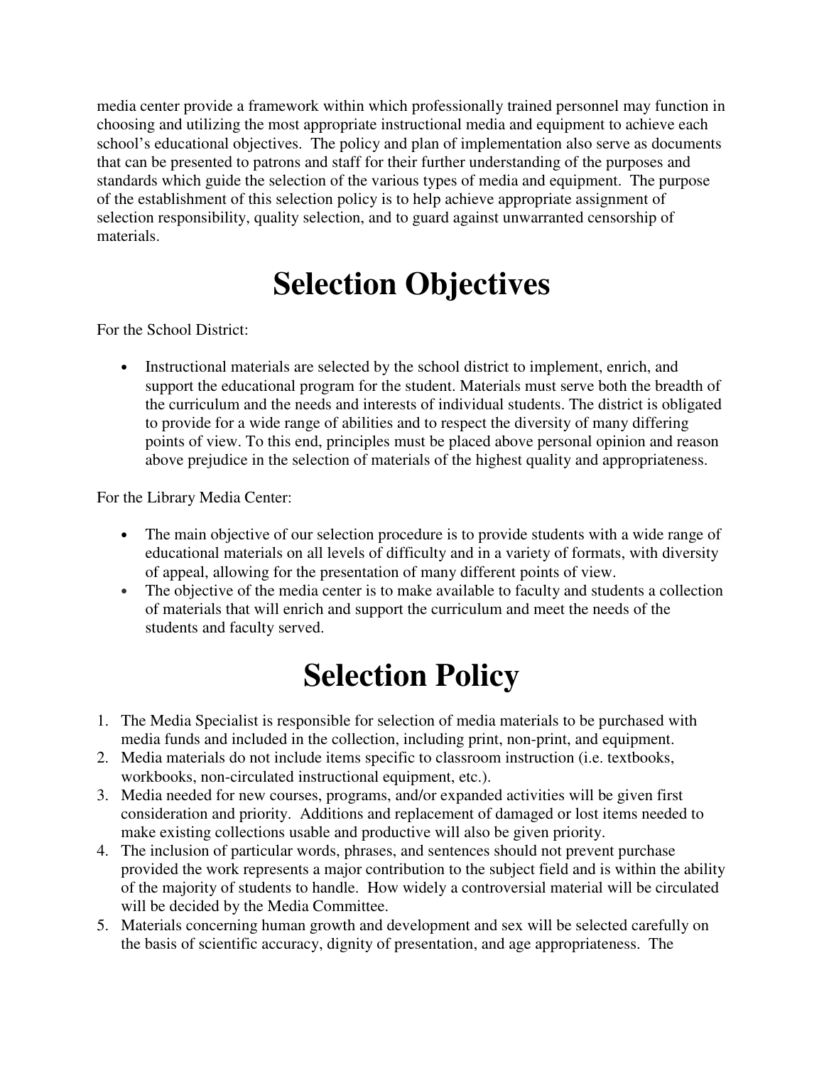media center provide a framework within which professionally trained personnel may function in choosing and utilizing the most appropriate instructional media and equipment to achieve each school's educational objectives. The policy and plan of implementation also serve as documents that can be presented to patrons and staff for their further understanding of the purposes and standards which guide the selection of the various types of media and equipment. The purpose of the establishment of this selection policy is to help achieve appropriate assignment of selection responsibility, quality selection, and to guard against unwarranted censorship of materials.

# Selection Objectives

For the School District:

- Instructional materials are selected by the school district to implement, enrich, and support the educational program for the student. Materials must serve both the breadth of the curriculum and the needs and interests of individual students. The district is obligated to provide for a wide range of abilities and to respect the diversity of many differing points of view. To this end, principles must be placed above personal opinion and reason above prejudice in the selection of materials of the highest quality and appropriateness.

For the Library Media Center:

- The main objective of our selection procedure is to provide students with a wide range of educational materials on all levels of difficulty and in a variety of formats, with diversity of appeal, allowing for the presentation of many different points of view.
- The objective of the media center is to make available to faculty and students a collection of materials that will enrich and support the curriculum and meet the needs of the students and faculty served.

# Selection Policy

1. The Media Specialist is responsible for selection of media materials to be purchased with media funds and included in the collection, including print, non-print, and equipment.
2. Media materials do not include items specific to classroom instruction (i.e. textbooks, workbooks, non-circulated instructional equipment, etc.).
3. Media needed for new courses, programs, and/or expanded activities will be given first consideration and priority. Additions and replacement of damaged or lost items needed to make existing collections usable and productive will also be given priority.
4. The inclusion of particular words, phrases, and sentences should not prevent purchase provided the work represents a major contribution to the subject field and is within the ability of the majority of students to handle. How widely a controversial material will be circulated will be decided by the Media Committee.
5. Materials concerning human growth and development and sex will be selected carefully on the basis of scientific accuracy, dignity of presentation, and age appropriateness. The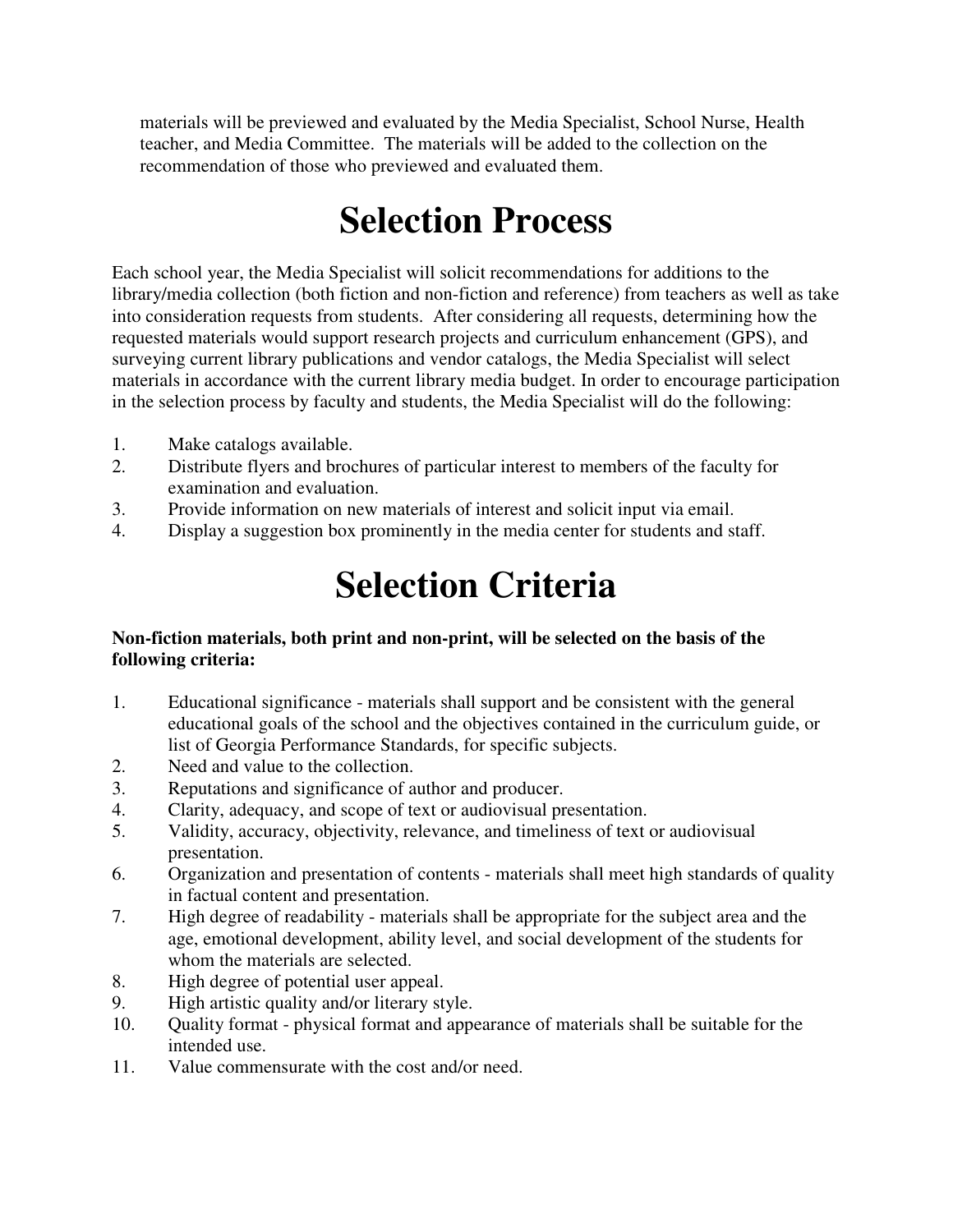materials will be previewed and evaluated by the Media Specialist, School Nurse, Health teacher, and Media Committee. The materials will be added to the collection on the recommendation of those who previewed and evaluated them.

# Selection Process

Each school year, the Media Specialist will solicit recommendations for additions to the library/media collection (both fiction and non-fiction and reference) from teachers as well as take into consideration requests from students. After considering all requests, determining how the requested materials would support research projects and curriculum enhancement (GPS), and surveying current library publications and vendor catalogs, the Media Specialist will select materials in accordance with the current library media budget. In order to encourage participation in the selection process by faculty and students, the Media Specialist will do the following:

1. Make catalogs available.
2. Distribute flyers and brochures of particular interest to members of the faculty for examination and evaluation.
3. Provide information on new materials of interest and solicit input via email.
4. Display a suggestion box prominently in the media center for students and staff.

# Selection Criteria

**Non-fiction materials, both print and non-print, will be selected on the basis of the following criteria:**

1. Educational significance - materials shall support and be consistent with the general educational goals of the school and the objectives contained in the curriculum guide, or list of Georgia Performance Standards, for specific subjects.
2. Need and value to the collection.
3. Reputations and significance of author and producer.
4. Clarity, adequacy, and scope of text or audiovisual presentation.
5. Validity, accuracy, objectivity, relevance, and timeliness of text or audiovisual presentation.
6. Organization and presentation of contents - materials shall meet high standards of quality in factual content and presentation.
7. High degree of readability - materials shall be appropriate for the subject area and the age, emotional development, ability level, and social development of the students for whom the materials are selected.
8. High degree of potential user appeal.
9. High artistic quality and/or literary style.
10. Quality format - physical format and appearance of materials shall be suitable for the intended use.
11. Value commensurate with the cost and/or need.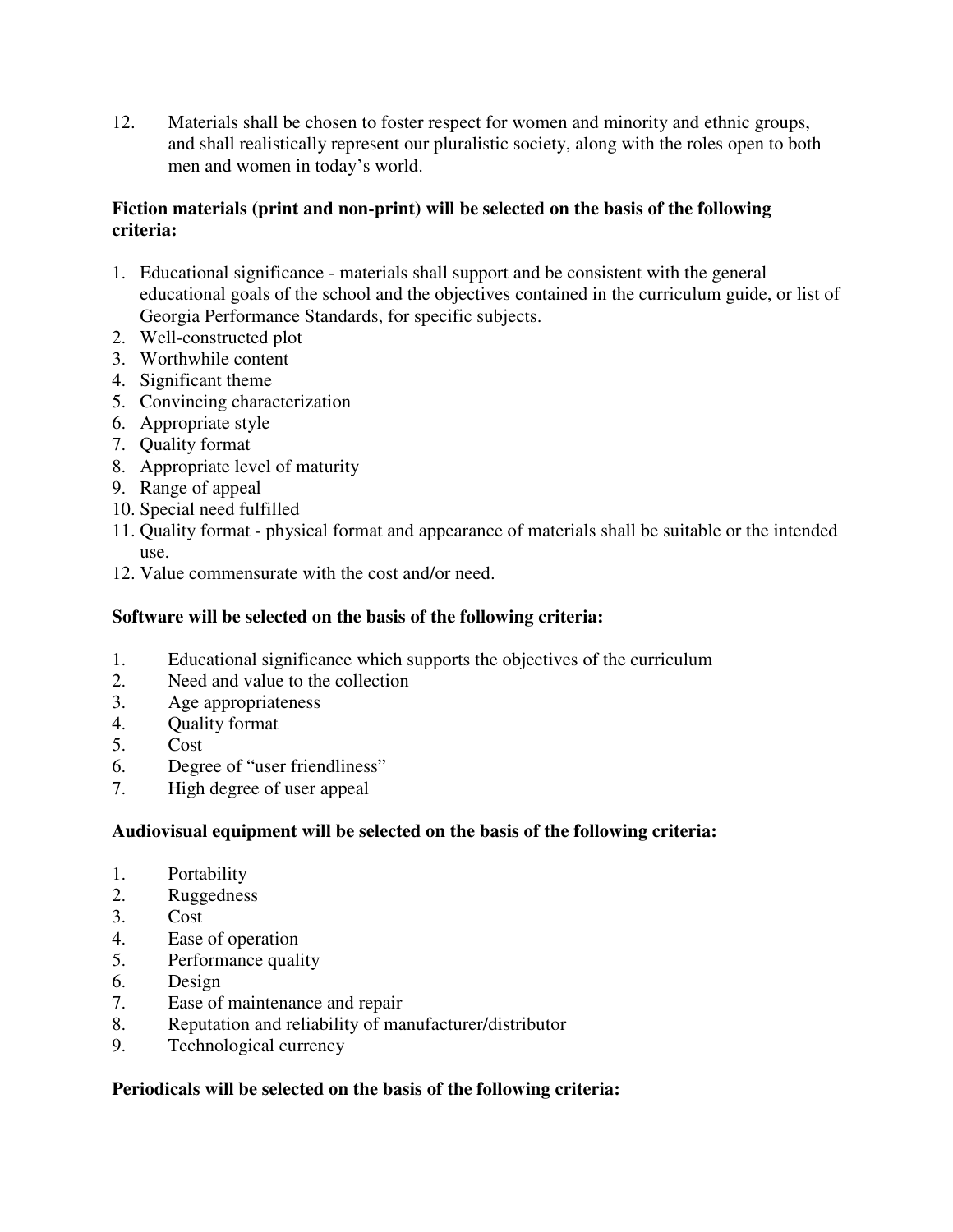12. Materials shall be chosen to foster respect for women and minority and ethnic groups, and shall realistically represent our pluralistic society, along with the roles open to both men and women in today's world.

**Fiction materials (print and non-print) will be selected on the basis of the following criteria:**

1. Educational significance - materials shall support and be consistent with the general educational goals of the school and the objectives contained in the curriculum guide, or list of Georgia Performance Standards, for specific subjects.
2. Well-constructed plot
3. Worthwhile content
4. Significant theme
5. Convincing characterization
6. Appropriate style
7. Quality format
8. Appropriate level of maturity
9. Range of appeal
10. Special need fulfilled
11. Quality format - physical format and appearance of materials shall be suitable or the intended use.
12. Value commensurate with the cost and/or need.

**Software will be selected on the basis of the following criteria:**

1. Educational significance which supports the objectives of the curriculum
2. Need and value to the collection
3. Age appropriateness
4. Quality format
5. Cost
6. Degree of "user friendliness"
7. High degree of user appeal

**Audiovisual equipment will be selected on the basis of the following criteria:**

1. Portability
2. Ruggedness
3. Cost
4. Ease of operation
5. Performance quality
6. Design
7. Ease of maintenance and repair
8. Reputation and reliability of manufacturer/distributor
9. Technological currency

**Periodicals will be selected on the basis of the following criteria:**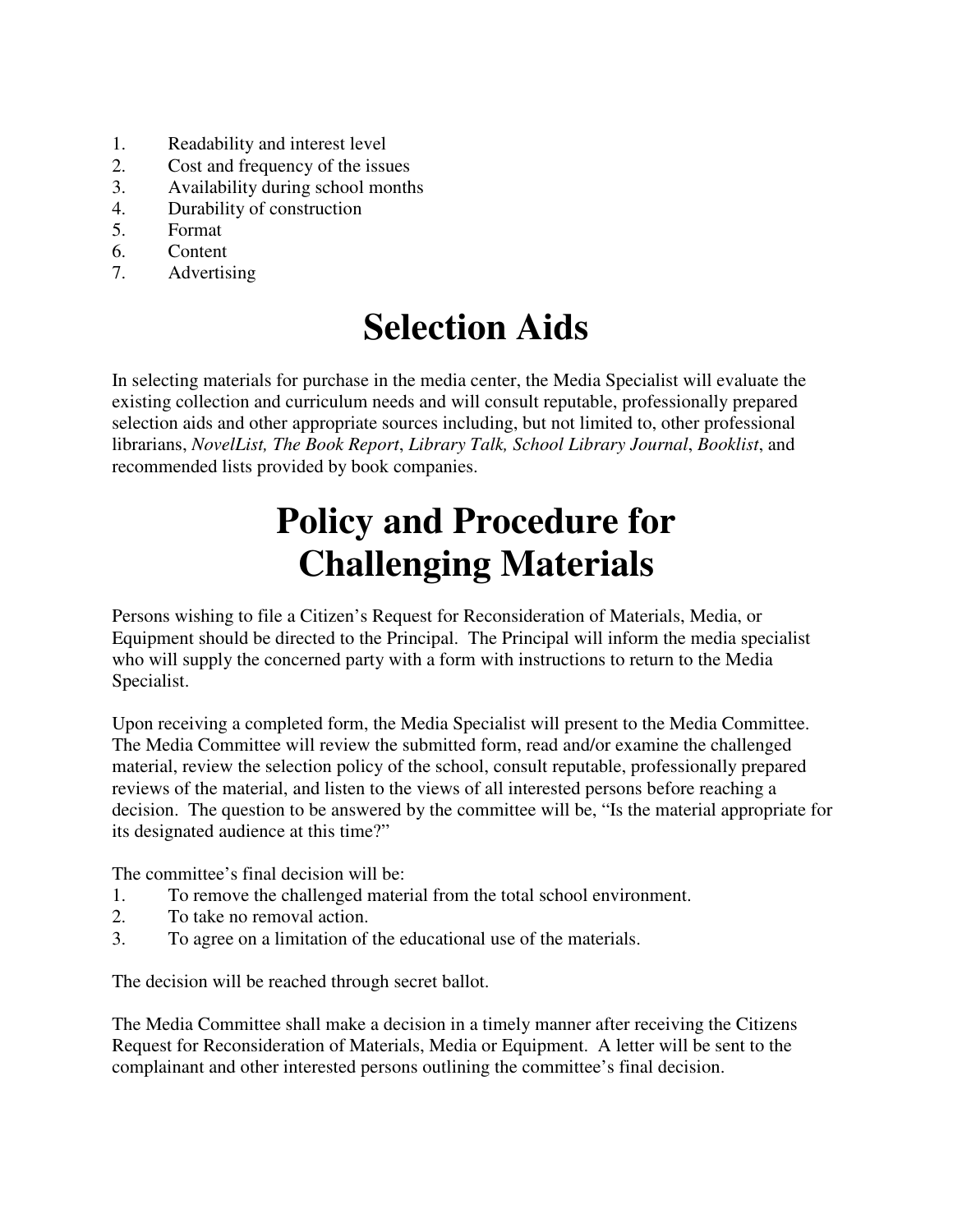1. Readability and interest level
2. Cost and frequency of the issues
3. Availability during school months
4. Durability of construction
5. Format
6. Content
7. Advertising

# Selection Aids

In selecting materials for purchase in the media center, the Media Specialist will evaluate the existing collection and curriculum needs and will consult reputable, professionally prepared selection aids and other appropriate sources including, but not limited to, other professional librarians, *NovelList, The Book Report*, *Library Talk, School Library Journal*, *Booklist*, and recommended lists provided by book companies.

# Policy and Procedure for Challenging Materials

Persons wishing to file a Citizen's Request for Reconsideration of Materials, Media, or Equipment should be directed to the Principal. The Principal will inform the media specialist who will supply the concerned party with a form with instructions to return to the Media Specialist.

Upon receiving a completed form, the Media Specialist will present to the Media Committee. The Media Committee will review the submitted form, read and/or examine the challenged material, review the selection policy of the school, consult reputable, professionally prepared reviews of the material, and listen to the views of all interested persons before reaching a decision. The question to be answered by the committee will be, "Is the material appropriate for its designated audience at this time?"

The committee's final decision will be:

1. To remove the challenged material from the total school environment.
2. To take no removal action.
3. To agree on a limitation of the educational use of the materials.

The decision will be reached through secret ballot.

The Media Committee shall make a decision in a timely manner after receiving the Citizens Request for Reconsideration of Materials, Media or Equipment. A letter will be sent to the complainant and other interested persons outlining the committee's final decision.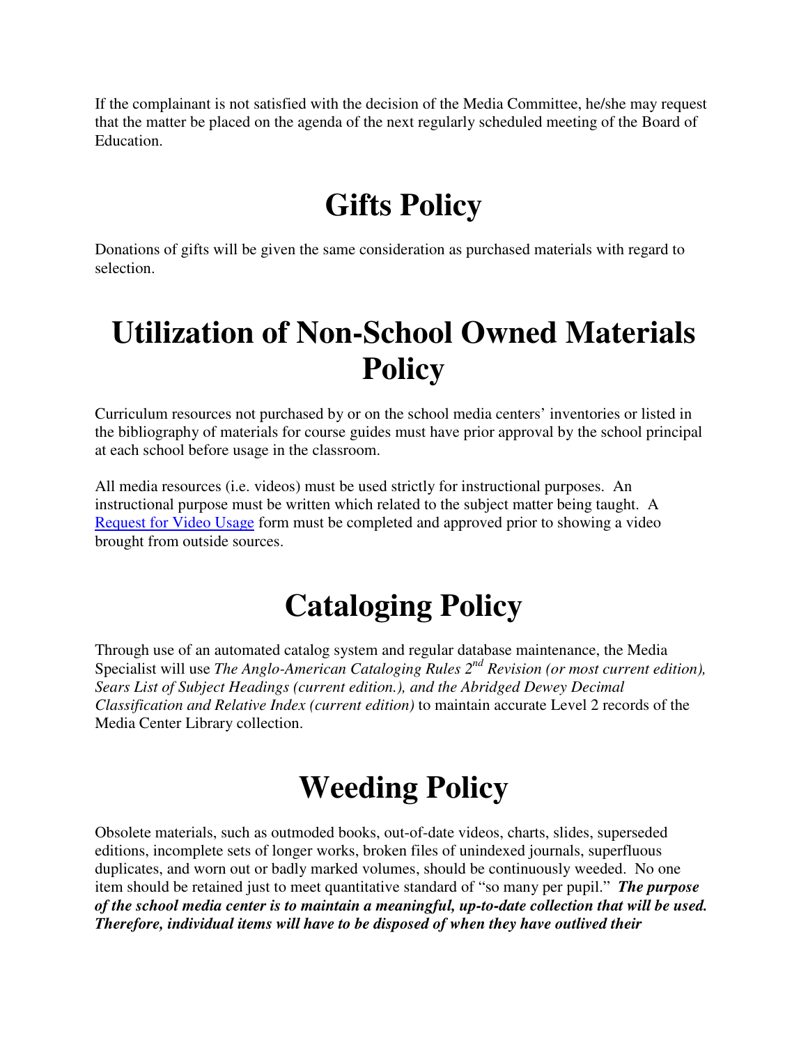If the complainant is not satisfied with the decision of the Media Committee, he/she may request that the matter be placed on the agenda of the next regularly scheduled meeting of the Board of Education.

# Gifts Policy

Donations of gifts will be given the same consideration as purchased materials with regard to selection.

# Utilization of Non-School Owned Materials Policy

Curriculum resources not purchased by or on the school media centers' inventories or listed in the bibliography of materials for course guides must have prior approval by the school principal at each school before usage in the classroom.

All media resources (i.e. videos) must be used strictly for instructional purposes. An instructional purpose must be written which related to the subject matter being taught. A Request for Video Usage form must be completed and approved prior to showing a video brought from outside sources.

# Cataloging Policy

Through use of an automated catalog system and regular database maintenance, the Media Specialist will use *The Anglo-American Cataloging Rules 2nd Revision (or most current edition), Sears List of Subject Headings (current edition.), and the Abridged Dewey Decimal Classification and Relative Index (current edition)* to maintain accurate Level 2 records of the Media Center Library collection.

# Weeding Policy

Obsolete materials, such as outmoded books, out-of-date videos, charts, slides, superseded editions, incomplete sets of longer works, broken files of unindexed journals, superfluous duplicates, and worn out or badly marked volumes, should be continuously weeded. No one item should be retained just to meet quantitative standard of "so many per pupil." ***The purpose of the school media center is to maintain a meaningful, up-to-date collection that will be used. Therefore, individual items will have to be disposed of when they have outlived their***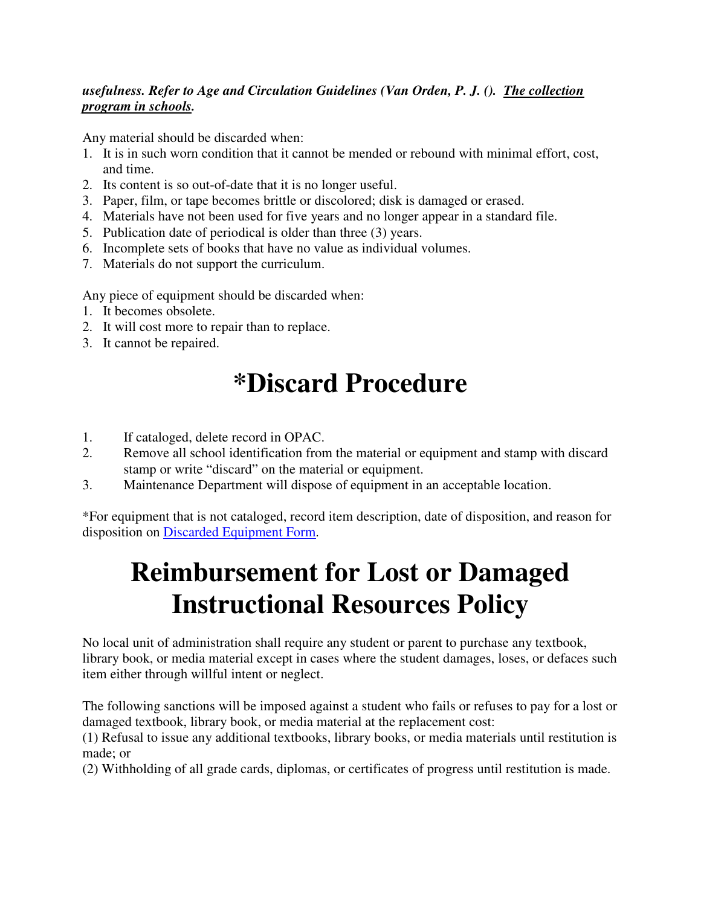***usefulness. Refer to Age and Circulation Guidelines (Van Orden, P. J. (). The collection program in schools.***

Any material should be discarded when:

1. It is in such worn condition that it cannot be mended or rebound with minimal effort, cost, and time.
2. Its content is so out-of-date that it is no longer useful.
3. Paper, film, or tape becomes brittle or discolored; disk is damaged or erased.
4. Materials have not been used for five years and no longer appear in a standard file.
5. Publication date of periodical is older than three (3) years.
6. Incomplete sets of books that have no value as individual volumes.
7. Materials do not support the curriculum.

Any piece of equipment should be discarded when:

1. It becomes obsolete.
2. It will cost more to repair than to replace.
3. It cannot be repaired.

# *Discard Procedure

1. If cataloged, delete record in OPAC.
2. Remove all school identification from the material or equipment and stamp with discard stamp or write "discard" on the material or equipment.
3. Maintenance Department will dispose of equipment in an acceptable location.

*For equipment that is not cataloged, record item description, date of disposition, and reason for disposition on Discarded Equipment Form.

# Reimbursement for Lost or Damaged Instructional Resources Policy

No local unit of administration shall require any student or parent to purchase any textbook, library book, or media material except in cases where the student damages, loses, or defaces such item either through willful intent or neglect.

The following sanctions will be imposed against a student who fails or refuses to pay for a lost or damaged textbook, library book, or media material at the replacement cost:
(1) Refusal to issue any additional textbooks, library books, or media materials until restitution is made; or
(2) Withholding of all grade cards, diplomas, or certificates of progress until restitution is made.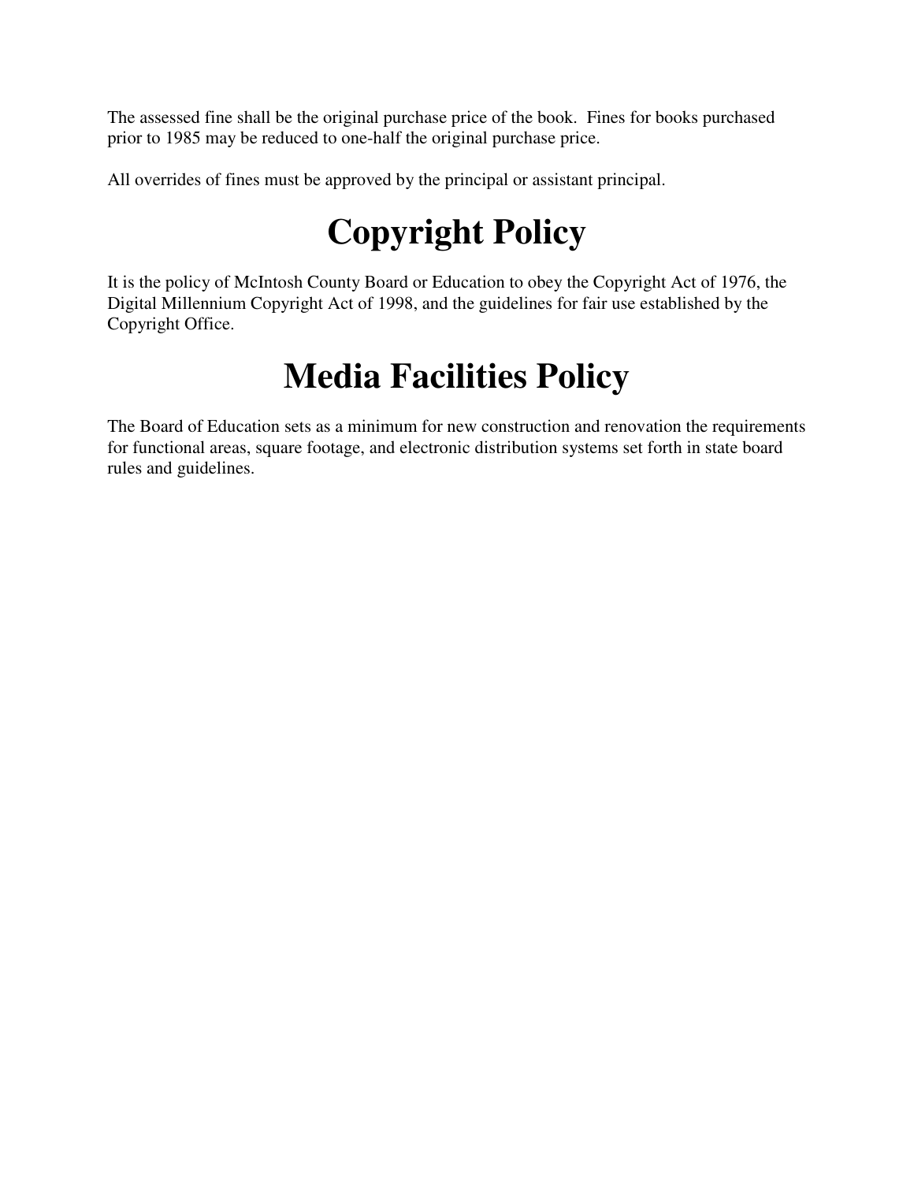The assessed fine shall be the original purchase price of the book. Fines for books purchased prior to 1985 may be reduced to one-half the original purchase price.

All overrides of fines must be approved by the principal or assistant principal.

# Copyright Policy

It is the policy of McIntosh County Board or Education to obey the Copyright Act of 1976, the Digital Millennium Copyright Act of 1998, and the guidelines for fair use established by the Copyright Office.

# Media Facilities Policy

The Board of Education sets as a minimum for new construction and renovation the requirements for functional areas, square footage, and electronic distribution systems set forth in state board rules and guidelines.